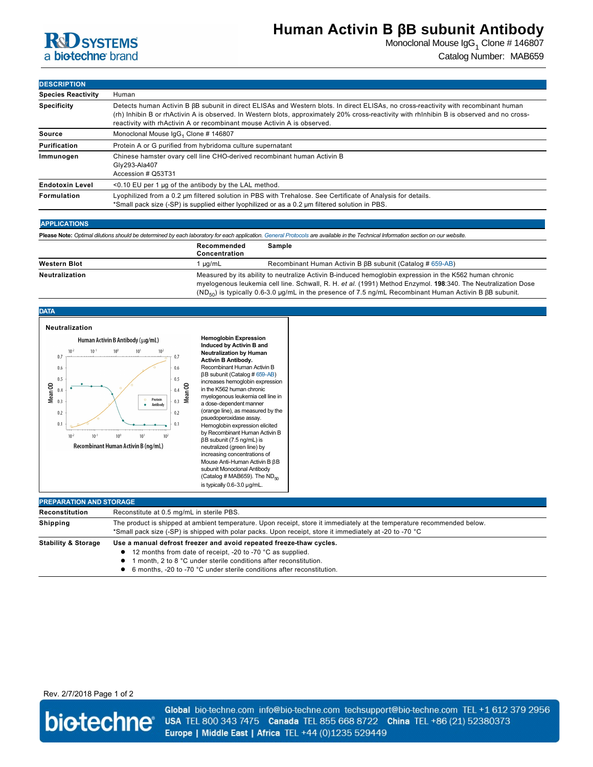# Human Activin B βB subunit Antibody

Monoclonal Mouse $IgG_1$ Clone # 146807

Catalog Number: MAB659

## DESCRIPTION

| | |
|---|---|
| **Species Reactivity** | Human |
| **Specificity** | Detects human Activin B βB subunit in direct ELISAs and Western blots. In direct ELISAs, no cross-reactivity with recombinant human (rh) Inhibin B or rhActivin A is observed. In Western blots, approximately 20% cross-reactivity with rhInhibin B is observed and no cross-reactivity with rhActivin A or recombinant mouse Activin A is observed. |
| **Source** | Monoclonal Mouse $IgG_1$ Clone # 146807 |
| **Purification** | Protein A or G purified from hybridoma culture supernatant |
| **Immunogen** | Chinese hamster ovary cell line CHO-derived recombinant human Activin B<br>Gly293-Ala407<br>Accession # Q53T31 |
| **Endotoxin Level** | <0.10 EU per 1 μg of the antibody by the LAL method. |
| **Formulation** | Lyophilized from a 0.2 μm filtered solution in PBS with Trehalose. See Certificate of Analysis for details.<br>*Small pack size (-SP) is supplied either lyophilized or as a 0.2 μm filtered solution in PBS. |

## APPLICATIONS

**Please Note:** *Optimal dilutions should be determined by each laboratory for each application. General Protocols are available in the Technical Information section on our website.*

| | Recommended Concentration | Sample |
|---|---|---|
| **Western Blot** | 1 μg/mL | Recombinant Human Activin B βB subunit (Catalog # 659-AB) |
| **Neutralization** | Measured by its ability to neutralize Activin B-induced hemoglobin expression in the K562 human chronic myelogenous leukemia cell line. Schwall, R. H. *et al.* (1991) Method Enzymol. **198**:340. The Neutralization Dose ($ND_{50}$) is typically 0.6-3.0 μg/mL in the presence of 7.5 ng/mL Recombinant Human Activin B βB subunit. | |

## DATA

**Neutralization**

**Hemoglobin Expression Induced by Activin B and Neutralization by Human Activin B Antibody.** Recombinant Human Activin B βB subunit (Catalog # 659-AB) increases hemoglobin expression in the K562 human chronic myelogenous leukemia cell line in a dose-dependent manner (orange line), as measured by the psuedoperoxidase assay. Hemoglobin expression elicited by Recombinant Human Activin B βB subunit (7.5 ng/mL) is neutralized (green line) by increasing concentrations of Mouse Anti-Human Activin B βB subunit Monoclonal Antibody (Catalog # MAB659). The $ND_{50}$ is typically 0.6-3.0 μg/mL.

## PREPARATION AND STORAGE

| | |
|---|---|
| **Reconstitution** | Reconstitute at 0.5 mg/mL in sterile PBS. |
| **Shipping** | The product is shipped at ambient temperature. Upon receipt, store it immediately at the temperature recommended below.<br>*Small pack size (-SP) is shipped with polar packs. Upon receipt, store it immediately at -20 to -70 °C |
| **Stability & Storage** | **Use a manual defrost freezer and avoid repeated freeze-thaw cycles.**<br>• 12 months from date of receipt, -20 to -70 °C as supplied.<br>• 1 month, 2 to 8 °C under sterile conditions after reconstitution.<br>• 6 months, -20 to -70 °C under sterile conditions after reconstitution. |

Rev. 2/7/2018

**Global** bio-techne.com info@bio-techne.com techsupport@bio-techne.com TEL +1 612 379 2956
**USA** TEL 800 343 7475 **Canada** TEL 855 668 8722 **China** TEL +86 (21) 52380373
**Europe | Middle East | Africa** TEL +44 (0)1235 529449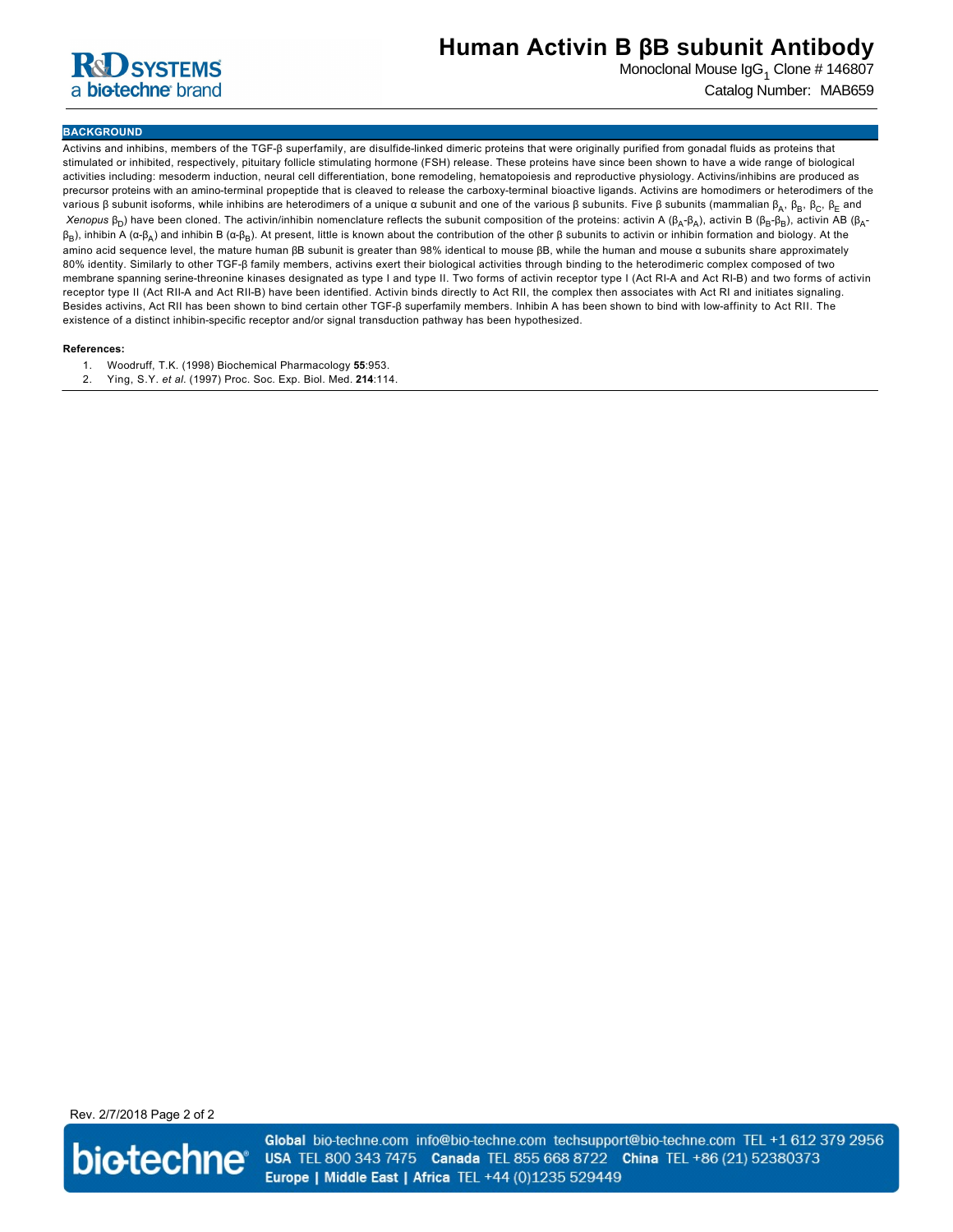# Human Activin B βB subunit Antibody

Monoclonal Mouse $IgG_1$ Clone # 146807

Catalog Number: MAB659

## BACKGROUND

Activins and inhibins, members of the TGF-β superfamily, are disulfide-linked dimeric proteins that were originally purified from gonadal fluids as proteins that stimulated or inhibited, respectively, pituitary follicle stimulating hormone (FSH) release. These proteins have since been shown to have a wide range of biological activities including: mesoderm induction, neural cell differentiation, bone remodeling, hematopoiesis and reproductive physiology. Activins/inhibins are produced as precursor proteins with an amino-terminal propeptide that is cleaved to release the carboxy-terminal bioactive ligands. Activins are homodimers or heterodimers of the various β subunit isoforms, while inhibins are heterodimers of a unique α subunit and one of the various β subunits. Five β subunits (mammalian $\beta_A$, $\beta_B$, $\beta_C$, $\beta_E$ and *Xenopus* $\beta_D$) have been cloned. The activin/inhibin nomenclature reflects the subunit composition of the proteins: activin A ($\beta_A$-$\beta_A$), activin B ($\beta_B$-$\beta_B$), activin AB ($\beta_A$-$\beta_B$), inhibin A (α-$\beta_A$) and inhibin B (α-$\beta_B$). At present, little is known about the contribution of the other β subunits to activin or inhibin formation and biology. At the amino acid sequence level, the mature human βB subunit is greater than 98% identical to mouse βB, while the human and mouse α subunits share approximately 80% identity. Similarly to other TGF-β family members, activins exert their biological activities through binding to the heterodimeric complex composed of two membrane spanning serine-threonine kinases designated as type I and type II. Two forms of activin receptor type I (Act RI-A and Act RI-B) and two forms of activin receptor type II (Act RII-A and Act RII-B) have been identified. Activin binds directly to Act RII, the complex then associates with Act RI and initiates signaling. Besides activins, Act RII has been shown to bind certain other TGF-β superfamily members. Inhibin A has been shown to bind with low-affinity to Act RII. The existence of a distinct inhibin-specific receptor and/or signal transduction pathway has been hypothesized.

**References:**

1. Woodruff, T.K. (1998) Biochemical Pharmacology **55**:953.
2. Ying, S.Y. *et al.* (1997) Proc. Soc. Exp. Biol. Med. **214**:114.

Rev. 2/7/2018

Global bio-techne.com info@bio-techne.com techsupport@bio-techne.com TEL +1 612 379 2956
USA TEL 800 343 7475 Canada TEL 855 668 8722 China TEL +86 (21) 52380373
Europe | Middle East | Africa TEL +44 (0)1235 529449